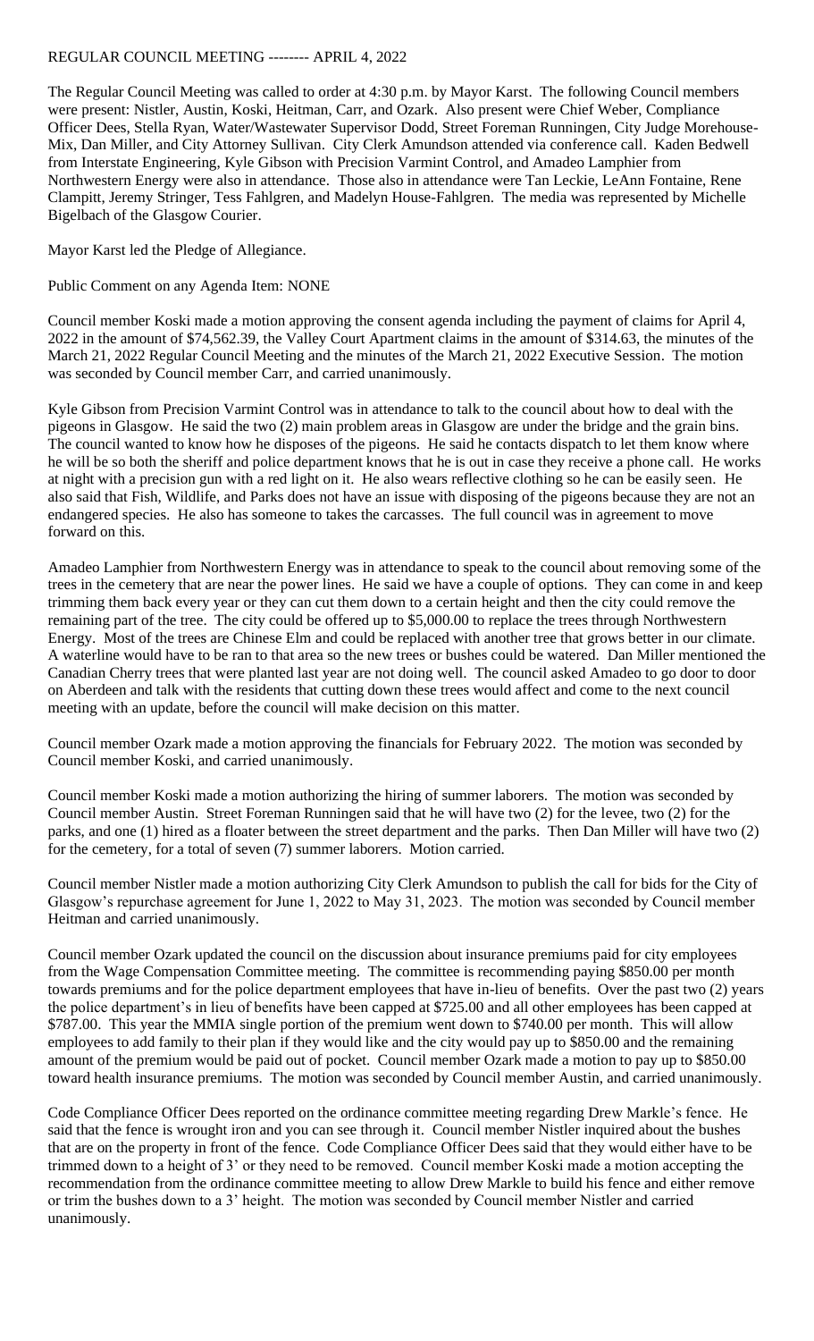REGULAR COUNCIL MEETING -------- APRIL 4, 2022

The Regular Council Meeting was called to order at 4:30 p.m. by Mayor Karst. The following Council members were present: Nistler, Austin, Koski, Heitman, Carr, and Ozark. Also present were Chief Weber, Compliance Officer Dees, Stella Ryan, Water/Wastewater Supervisor Dodd, Street Foreman Runningen, City Judge Morehouse-Mix, Dan Miller, and City Attorney Sullivan. City Clerk Amundson attended via conference call. Kaden Bedwell from Interstate Engineering, Kyle Gibson with Precision Varmint Control, and Amadeo Lamphier from Northwestern Energy were also in attendance. Those also in attendance were Tan Leckie, LeAnn Fontaine, Rene Clampitt, Jeremy Stringer, Tess Fahlgren, and Madelyn House-Fahlgren. The media was represented by Michelle Bigelbach of the Glasgow Courier.

Mayor Karst led the Pledge of Allegiance.

Public Comment on any Agenda Item: NONE

Council member Koski made a motion approving the consent agenda including the payment of claims for April 4, 2022 in the amount of $74,562.39, the Valley Court Apartment claims in the amount of $314.63, the minutes of the March 21, 2022 Regular Council Meeting and the minutes of the March 21, 2022 Executive Session. The motion was seconded by Council member Carr, and carried unanimously.

Kyle Gibson from Precision Varmint Control was in attendance to talk to the council about how to deal with the pigeons in Glasgow. He said the two (2) main problem areas in Glasgow are under the bridge and the grain bins. The council wanted to know how he disposes of the pigeons. He said he contacts dispatch to let them know where he will be so both the sheriff and police department knows that he is out in case they receive a phone call. He works at night with a precision gun with a red light on it. He also wears reflective clothing so he can be easily seen. He also said that Fish, Wildlife, and Parks does not have an issue with disposing of the pigeons because they are not an endangered species. He also has someone to takes the carcasses. The full council was in agreement to move forward on this.

Amadeo Lamphier from Northwestern Energy was in attendance to speak to the council about removing some of the trees in the cemetery that are near the power lines. He said we have a couple of options. They can come in and keep trimming them back every year or they can cut them down to a certain height and then the city could remove the remaining part of the tree. The city could be offered up to $5,000.00 to replace the trees through Northwestern Energy. Most of the trees are Chinese Elm and could be replaced with another tree that grows better in our climate. A waterline would have to be ran to that area so the new trees or bushes could be watered. Dan Miller mentioned the Canadian Cherry trees that were planted last year are not doing well. The council asked Amadeo to go door to door on Aberdeen and talk with the residents that cutting down these trees would affect and come to the next council meeting with an update, before the council will make decision on this matter.

Council member Ozark made a motion approving the financials for February 2022. The motion was seconded by Council member Koski, and carried unanimously.

Council member Koski made a motion authorizing the hiring of summer laborers. The motion was seconded by Council member Austin. Street Foreman Runningen said that he will have two (2) for the levee, two (2) for the parks, and one (1) hired as a floater between the street department and the parks. Then Dan Miller will have two (2) for the cemetery, for a total of seven (7) summer laborers. Motion carried.

Council member Nistler made a motion authorizing City Clerk Amundson to publish the call for bids for the City of Glasgow's repurchase agreement for June 1, 2022 to May 31, 2023. The motion was seconded by Council member Heitman and carried unanimously.

Council member Ozark updated the council on the discussion about insurance premiums paid for city employees from the Wage Compensation Committee meeting. The committee is recommending paying $850.00 per month towards premiums and for the police department employees that have in-lieu of benefits. Over the past two (2) years the police department's in lieu of benefits have been capped at $725.00 and all other employees has been capped at $787.00. This year the MMIA single portion of the premium went down to $740.00 per month. This will allow employees to add family to their plan if they would like and the city would pay up to $850.00 and the remaining amount of the premium would be paid out of pocket. Council member Ozark made a motion to pay up to $850.00 toward health insurance premiums. The motion was seconded by Council member Austin, and carried unanimously.

Code Compliance Officer Dees reported on the ordinance committee meeting regarding Drew Markle's fence. He said that the fence is wrought iron and you can see through it. Council member Nistler inquired about the bushes that are on the property in front of the fence. Code Compliance Officer Dees said that they would either have to be trimmed down to a height of 3' or they need to be removed. Council member Koski made a motion accepting the recommendation from the ordinance committee meeting to allow Drew Markle to build his fence and either remove or trim the bushes down to a 3' height. The motion was seconded by Council member Nistler and carried unanimously.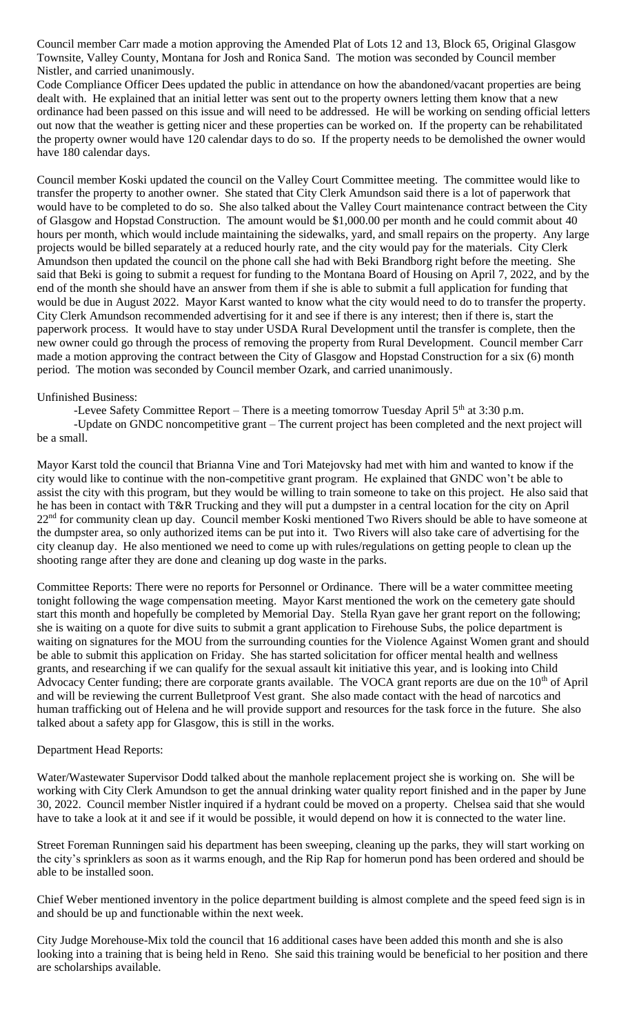Council member Carr made a motion approving the Amended Plat of Lots 12 and 13, Block 65, Original Glasgow Townsite, Valley County, Montana for Josh and Ronica Sand. The motion was seconded by Council member Nistler, and carried unanimously.

Code Compliance Officer Dees updated the public in attendance on how the abandoned/vacant properties are being dealt with. He explained that an initial letter was sent out to the property owners letting them know that a new ordinance had been passed on this issue and will need to be addressed. He will be working on sending official letters out now that the weather is getting nicer and these properties can be worked on. If the property can be rehabilitated the property owner would have 120 calendar days to do so. If the property needs to be demolished the owner would have 180 calendar days.

Council member Koski updated the council on the Valley Court Committee meeting. The committee would like to transfer the property to another owner. She stated that City Clerk Amundson said there is a lot of paperwork that would have to be completed to do so. She also talked about the Valley Court maintenance contract between the City of Glasgow and Hopstad Construction. The amount would be $1,000.00 per month and he could commit about 40 hours per month, which would include maintaining the sidewalks, yard, and small repairs on the property. Any large projects would be billed separately at a reduced hourly rate, and the city would pay for the materials. City Clerk Amundson then updated the council on the phone call she had with Beki Brandborg right before the meeting. She said that Beki is going to submit a request for funding to the Montana Board of Housing on April 7, 2022, and by the end of the month she should have an answer from them if she is able to submit a full application for funding that would be due in August 2022. Mayor Karst wanted to know what the city would need to do to transfer the property. City Clerk Amundson recommended advertising for it and see if there is any interest; then if there is, start the paperwork process. It would have to stay under USDA Rural Development until the transfer is complete, then the new owner could go through the process of removing the property from Rural Development. Council member Carr made a motion approving the contract between the City of Glasgow and Hopstad Construction for a six (6) month period. The motion was seconded by Council member Ozark, and carried unanimously.

Unfinished Business:

-Levee Safety Committee Report – There is a meeting tomorrow Tuesday April 5th at 3:30 p.m.

-Update on GNDC noncompetitive grant – The current project has been completed and the next project will be a small.

Mayor Karst told the council that Brianna Vine and Tori Matejovsky had met with him and wanted to know if the city would like to continue with the non-competitive grant program. He explained that GNDC won't be able to assist the city with this program, but they would be willing to train someone to take on this project. He also said that he has been in contact with T&R Trucking and they will put a dumpster in a central location for the city on April 22nd for community clean up day. Council member Koski mentioned Two Rivers should be able to have someone at the dumpster area, so only authorized items can be put into it. Two Rivers will also take care of advertising for the city cleanup day. He also mentioned we need to come up with rules/regulations on getting people to clean up the shooting range after they are done and cleaning up dog waste in the parks.

Committee Reports: There were no reports for Personnel or Ordinance. There will be a water committee meeting tonight following the wage compensation meeting. Mayor Karst mentioned the work on the cemetery gate should start this month and hopefully be completed by Memorial Day. Stella Ryan gave her grant report on the following; she is waiting on a quote for dive suits to submit a grant application to Firehouse Subs, the police department is waiting on signatures for the MOU from the surrounding counties for the Violence Against Women grant and should be able to submit this application on Friday. She has started solicitation for officer mental health and wellness grants, and researching if we can qualify for the sexual assault kit initiative this year, and is looking into Child Advocacy Center funding; there are corporate grants available. The VOCA grant reports are due on the 10th of April and will be reviewing the current Bulletproof Vest grant. She also made contact with the head of narcotics and human trafficking out of Helena and he will provide support and resources for the task force in the future. She also talked about a safety app for Glasgow, this is still in the works.

Department Head Reports:

Water/Wastewater Supervisor Dodd talked about the manhole replacement project she is working on. She will be working with City Clerk Amundson to get the annual drinking water quality report finished and in the paper by June 30, 2022. Council member Nistler inquired if a hydrant could be moved on a property. Chelsea said that she would have to take a look at it and see if it would be possible, it would depend on how it is connected to the water line.

Street Foreman Runningen said his department has been sweeping, cleaning up the parks, they will start working on the city's sprinklers as soon as it warms enough, and the Rip Rap for homerun pond has been ordered and should be able to be installed soon.

Chief Weber mentioned inventory in the police department building is almost complete and the speed feed sign is in and should be up and functionable within the next week.

City Judge Morehouse-Mix told the council that 16 additional cases have been added this month and she is also looking into a training that is being held in Reno. She said this training would be beneficial to her position and there are scholarships available.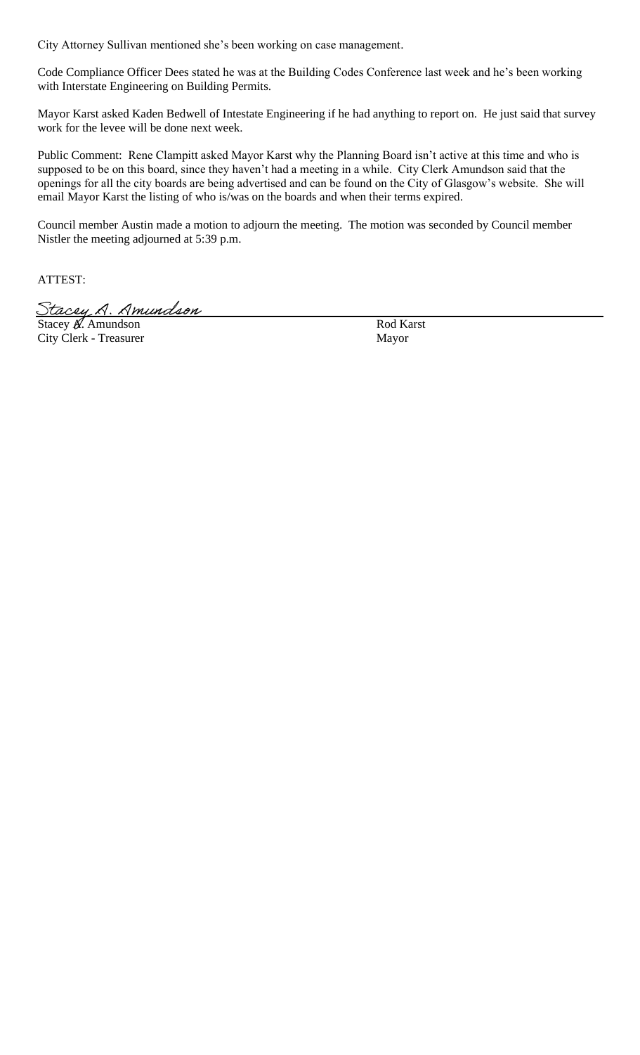City Attorney Sullivan mentioned she's been working on case management.

Code Compliance Officer Dees stated he was at the Building Codes Conference last week and he's been working with Interstate Engineering on Building Permits.

Mayor Karst asked Kaden Bedwell of Intestate Engineering if he had anything to report on. He just said that survey work for the levee will be done next week.

Public Comment: Rene Clampitt asked Mayor Karst why the Planning Board isn't active at this time and who is supposed to be on this board, since they haven't had a meeting in a while. City Clerk Amundson said that the openings for all the city boards are being advertised and can be found on the City of Glasgow's website. She will email Mayor Karst the listing of who is/was on the boards and when their terms expired.

Council member Austin made a motion to adjourn the meeting. The motion was seconded by Council member Nistler the meeting adjourned at 5:39 p.m.

ATTEST:

*Stacey A. Amundson*

| | |
|---|---|
| Stacey A. Amundson | Rod Karst |
| City Clerk - Treasurer | Mayor |